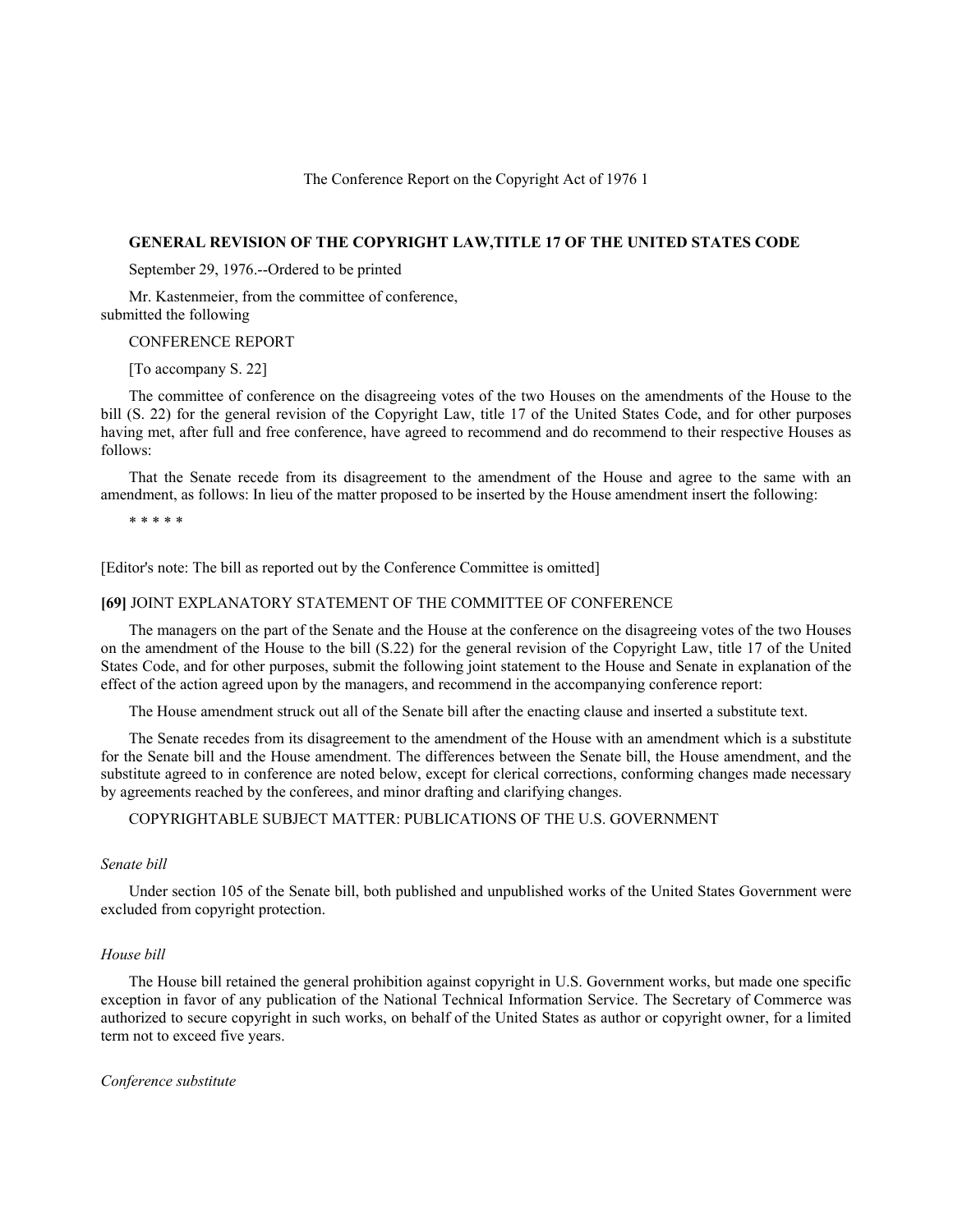The Conference Report on the Copyright Act of 1976 1

## GENERAL REVISION OF THE COPYRIGHT LAW,TITLE 17 OF THE UNITED STATES CODE

September 29, 1976.--Ordered to be printed

Mr. Kastenmeier, from the committee of conference, submitted the following

CONFERENCE REPORT

[To accompany S. 22]

The committee of conference on the disagreeing votes of the two Houses on the amendments of the House to the bill (S. 22) for the general revision of the Copyright Law, title 17 of the United States Code, and for other purposes having met, after full and free conference, have agreed to recommend and do recommend to their respective Houses as follows:

That the Senate recede from its disagreement to the amendment of the House and agree to the same with an amendment, as follows: In lieu of the matter proposed to be inserted by the House amendment insert the following:

* * * * *

[Editor's note: The bill as reported out by the Conference Committee is omitted]

**[69]** JOINT EXPLANATORY STATEMENT OF THE COMMITTEE OF CONFERENCE

The managers on the part of the Senate and the House at the conference on the disagreeing votes of the two Houses on the amendment of the House to the bill (S.22) for the general revision of the Copyright Law, title 17 of the United States Code, and for other purposes, submit the following joint statement to the House and Senate in explanation of the effect of the action agreed upon by the managers, and recommend in the accompanying conference report:

The House amendment struck out all of the Senate bill after the enacting clause and inserted a substitute text.

The Senate recedes from its disagreement to the amendment of the House with an amendment which is a substitute for the Senate bill and the House amendment. The differences between the Senate bill, the House amendment, and the substitute agreed to in conference are noted below, except for clerical corrections, conforming changes made necessary by agreements reached by the conferees, and minor drafting and clarifying changes.

COPYRIGHTABLE SUBJECT MATTER: PUBLICATIONS OF THE U.S. GOVERNMENT

*Senate bill*

Under section 105 of the Senate bill, both published and unpublished works of the United States Government were excluded from copyright protection.

*House bill*

The House bill retained the general prohibition against copyright in U.S. Government works, but made one specific exception in favor of any publication of the National Technical Information Service. The Secretary of Commerce was authorized to secure copyright in such works, on behalf of the United States as author or copyright owner, for a limited term not to exceed five years.

*Conference substitute*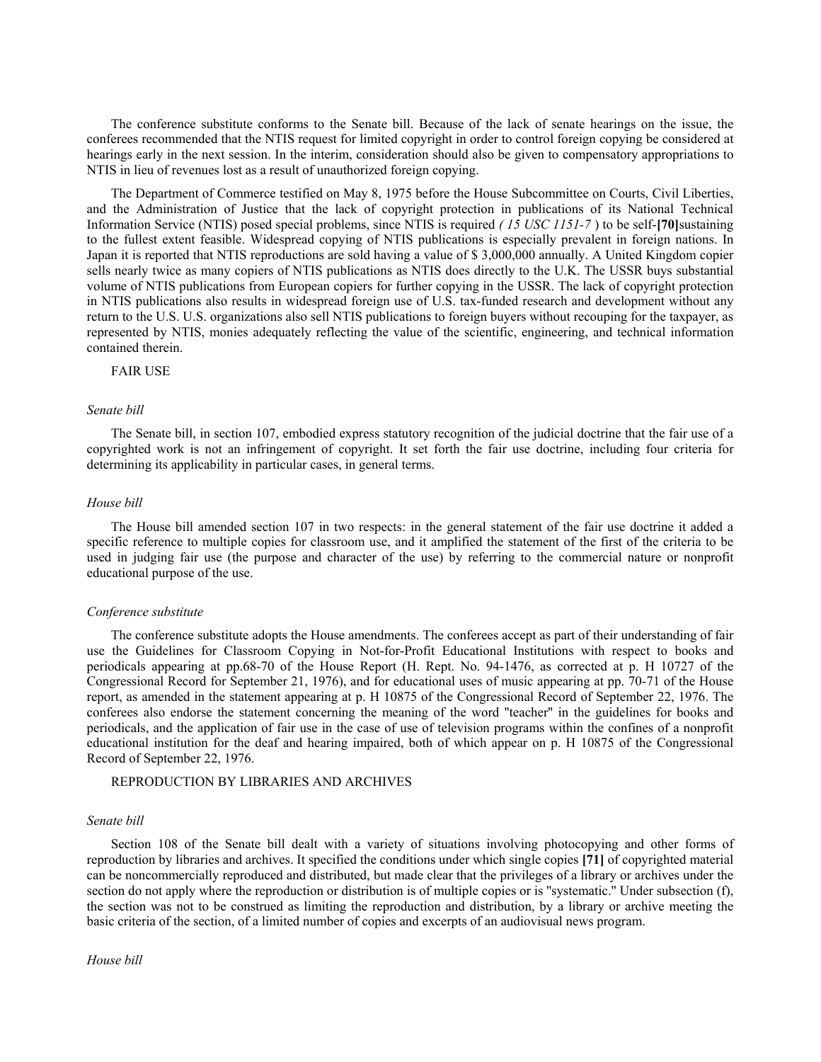The conference substitute conforms to the Senate bill. Because of the lack of senate hearings on the issue, the conferees recommended that the NTIS request for limited copyright in order to control foreign copying be considered at hearings early in the next session. In the interim, consideration should also be given to compensatory appropriations to NTIS in lieu of revenues lost as a result of unauthorized foreign copying.

The Department of Commerce testified on May 8, 1975 before the House Subcommittee on Courts, Civil Liberties, and the Administration of Justice that the lack of copyright protection in publications of its National Technical Information Service (NTIS) posed special problems, since NTIS is required *( 15 USC 1151-7* ) to be self-**[70]**sustaining to the fullest extent feasible. Widespread copying of NTIS publications is especially prevalent in foreign nations. In Japan it is reported that NTIS reproductions are sold having a value of $ 3,000,000 annually. A United Kingdom copier sells nearly twice as many copiers of NTIS publications as NTIS does directly to the U.K. The USSR buys substantial volume of NTIS publications from European copiers for further copying in the USSR. The lack of copyright protection in NTIS publications also results in widespread foreign use of U.S. tax-funded research and development without any return to the U.S. U.S. organizations also sell NTIS publications to foreign buyers without recouping for the taxpayer, as represented by NTIS, monies adequately reflecting the value of the scientific, engineering, and technical information contained therein.

FAIR USE

*Senate bill*

The Senate bill, in section 107, embodied express statutory recognition of the judicial doctrine that the fair use of a copyrighted work is not an infringement of copyright. It set forth the fair use doctrine, including four criteria for determining its applicability in particular cases, in general terms.

*House bill*

The House bill amended section 107 in two respects: in the general statement of the fair use doctrine it added a specific reference to multiple copies for classroom use, and it amplified the statement of the first of the criteria to be used in judging fair use (the purpose and character of the use) by referring to the commercial nature or nonprofit educational purpose of the use.

*Conference substitute*

The conference substitute adopts the House amendments. The conferees accept as part of their understanding of fair use the Guidelines for Classroom Copying in Not-for-Profit Educational Institutions with respect to books and periodicals appearing at pp.68-70 of the House Report (H. Rept. No. 94-1476, as corrected at p. H 10727 of the Congressional Record for September 21, 1976), and for educational uses of music appearing at pp. 70-71 of the House report, as amended in the statement appearing at p. H 10875 of the Congressional Record of September 22, 1976. The conferees also endorse the statement concerning the meaning of the word "teacher" in the guidelines for books and periodicals, and the application of fair use in the case of use of television programs within the confines of a nonprofit educational institution for the deaf and hearing impaired, both of which appear on p. H 10875 of the Congressional Record of September 22, 1976.

REPRODUCTION BY LIBRARIES AND ARCHIVES

*Senate bill*

Section 108 of the Senate bill dealt with a variety of situations involving photocopying and other forms of reproduction by libraries and archives. It specified the conditions under which single copies **[71]** of copyrighted material can be noncommercially reproduced and distributed, but made clear that the privileges of a library or archives under the section do not apply where the reproduction or distribution is of multiple copies or is "systematic." Under subsection (f), the section was not to be construed as limiting the reproduction and distribution, by a library or archive meeting the basic criteria of the section, of a limited number of copies and excerpts of an audiovisual news program.

*House bill*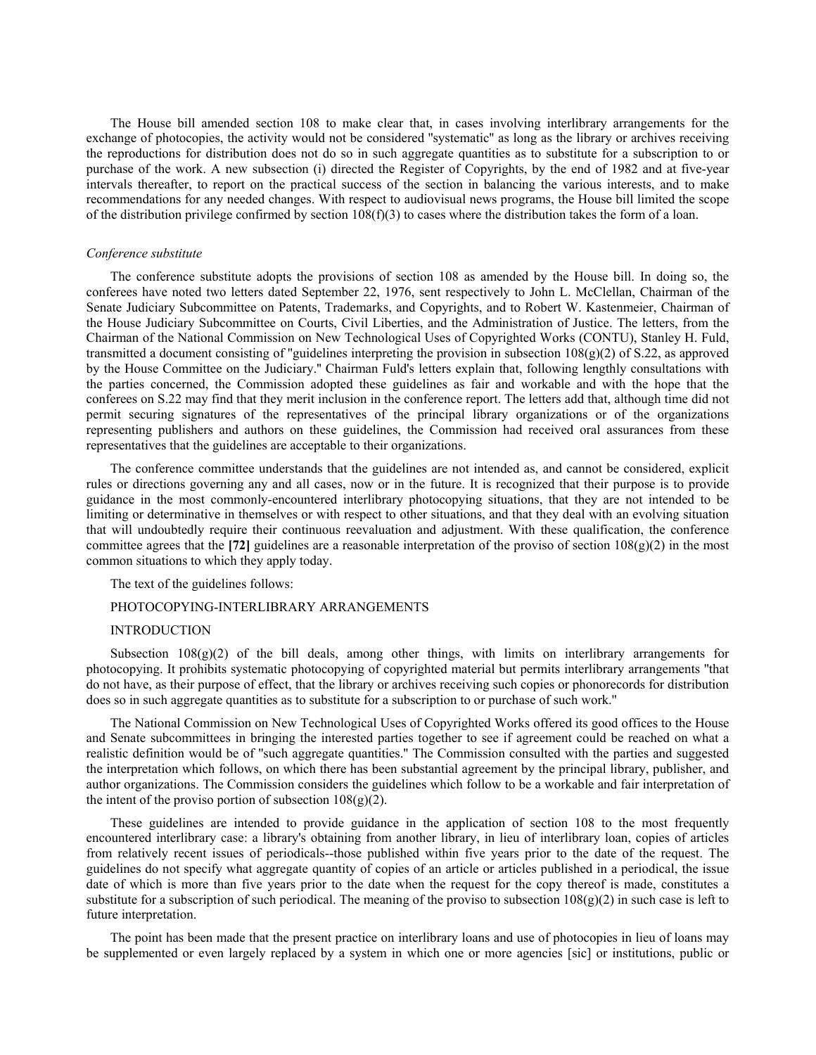The House bill amended section 108 to make clear that, in cases involving interlibrary arrangements for the exchange of photocopies, the activity would not be considered "systematic" as long as the library or archives receiving the reproductions for distribution does not do so in such aggregate quantities as to substitute for a subscription to or purchase of the work. A new subsection (i) directed the Register of Copyrights, by the end of 1982 and at five-year intervals thereafter, to report on the practical success of the section in balancing the various interests, and to make recommendations for any needed changes. With respect to audiovisual news programs, the House bill limited the scope of the distribution privilege confirmed by section 108(f)(3) to cases where the distribution takes the form of a loan.

*Conference substitute*

The conference substitute adopts the provisions of section 108 as amended by the House bill. In doing so, the conferees have noted two letters dated September 22, 1976, sent respectively to John L. McClellan, Chairman of the Senate Judiciary Subcommittee on Patents, Trademarks, and Copyrights, and to Robert W. Kastenmeier, Chairman of the House Judiciary Subcommittee on Courts, Civil Liberties, and the Administration of Justice. The letters, from the Chairman of the National Commission on New Technological Uses of Copyrighted Works (CONTU), Stanley H. Fuld, transmitted a document consisting of "guidelines interpreting the provision in subsection 108(g)(2) of S.22, as approved by the House Committee on the Judiciary." Chairman Fuld's letters explain that, following lengthly consultations with the parties concerned, the Commission adopted these guidelines as fair and workable and with the hope that the conferees on S.22 may find that they merit inclusion in the conference report. The letters add that, although time did not permit securing signatures of the representatives of the principal library organizations or of the organizations representing publishers and authors on these guidelines, the Commission had received oral assurances from these representatives that the guidelines are acceptable to their organizations.

The conference committee understands that the guidelines are not intended as, and cannot be considered, explicit rules or directions governing any and all cases, now or in the future. It is recognized that their purpose is to provide guidance in the most commonly-encountered interlibrary photocopying situations, that they are not intended to be limiting or determinative in themselves or with respect to other situations, and that they deal with an evolving situation that will undoubtedly require their continuous reevaluation and adjustment. With these qualification, the conference committee agrees that the **[72]** guidelines are a reasonable interpretation of the proviso of section 108(g)(2) in the most common situations to which they apply today.

The text of the guidelines follows:

PHOTOCOPYING-INTERLIBRARY ARRANGEMENTS

INTRODUCTION

Subsection 108(g)(2) of the bill deals, among other things, with limits on interlibrary arrangements for photocopying. It prohibits systematic photocopying of copyrighted material but permits interlibrary arrangements "that do not have, as their purpose of effect, that the library or archives receiving such copies or phonorecords for distribution does so in such aggregate quantities as to substitute for a subscription to or purchase of such work."

The National Commission on New Technological Uses of Copyrighted Works offered its good offices to the House and Senate subcommittees in bringing the interested parties together to see if agreement could be reached on what a realistic definition would be of "such aggregate quantities." The Commission consulted with the parties and suggested the interpretation which follows, on which there has been substantial agreement by the principal library, publisher, and author organizations. The Commission considers the guidelines which follow to be a workable and fair interpretation of the intent of the proviso portion of subsection 108(g)(2).

These guidelines are intended to provide guidance in the application of section 108 to the most frequently encountered interlibrary case: a library's obtaining from another library, in lieu of interlibrary loan, copies of articles from relatively recent issues of periodicals--those published within five years prior to the date of the request. The guidelines do not specify what aggregate quantity of copies of an article or articles published in a periodical, the issue date of which is more than five years prior to the date when the request for the copy thereof is made, constitutes a substitute for a subscription of such periodical. The meaning of the proviso to subsection 108(g)(2) in such case is left to future interpretation.

The point has been made that the present practice on interlibrary loans and use of photocopies in lieu of loans may be supplemented or even largely replaced by a system in which one or more agencies [sic] or institutions, public or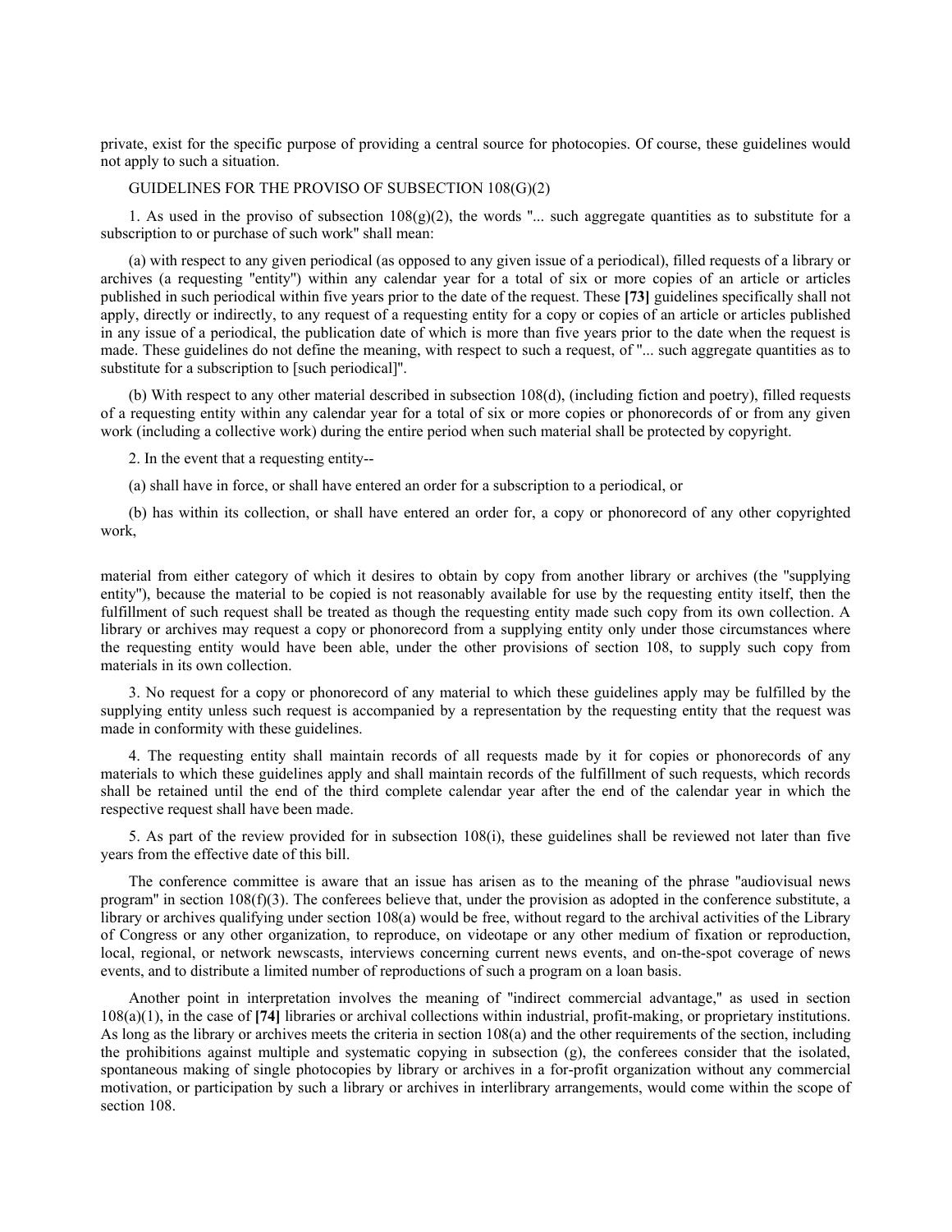private, exist for the specific purpose of providing a central source for photocopies. Of course, these guidelines would not apply to such a situation.

GUIDELINES FOR THE PROVISO OF SUBSECTION 108(G)(2)

1. As used in the proviso of subsection 108(g)(2), the words "... such aggregate quantities as to substitute for a subscription to or purchase of such work" shall mean:

(a) with respect to any given periodical (as opposed to any given issue of a periodical), filled requests of a library or archives (a requesting "entity") within any calendar year for a total of six or more copies of an article or articles published in such periodical within five years prior to the date of the request. These **[73]** guidelines specifically shall not apply, directly or indirectly, to any request of a requesting entity for a copy or copies of an article or articles published in any issue of a periodical, the publication date of which is more than five years prior to the date when the request is made. These guidelines do not define the meaning, with respect to such a request, of "... such aggregate quantities as to substitute for a subscription to [such periodical]".

(b) With respect to any other material described in subsection 108(d), (including fiction and poetry), filled requests of a requesting entity within any calendar year for a total of six or more copies or phonorecords of or from any given work (including a collective work) during the entire period when such material shall be protected by copyright.

2. In the event that a requesting entity--

(a) shall have in force, or shall have entered an order for a subscription to a periodical, or

(b) has within its collection, or shall have entered an order for, a copy or phonorecord of any other copyrighted work,

material from either category of which it desires to obtain by copy from another library or archives (the "supplying entity"), because the material to be copied is not reasonably available for use by the requesting entity itself, then the fulfillment of such request shall be treated as though the requesting entity made such copy from its own collection. A library or archives may request a copy or phonorecord from a supplying entity only under those circumstances where the requesting entity would have been able, under the other provisions of section 108, to supply such copy from materials in its own collection.

3. No request for a copy or phonorecord of any material to which these guidelines apply may be fulfilled by the supplying entity unless such request is accompanied by a representation by the requesting entity that the request was made in conformity with these guidelines.

4. The requesting entity shall maintain records of all requests made by it for copies or phonorecords of any materials to which these guidelines apply and shall maintain records of the fulfillment of such requests, which records shall be retained until the end of the third complete calendar year after the end of the calendar year in which the respective request shall have been made.

5. As part of the review provided for in subsection 108(i), these guidelines shall be reviewed not later than five years from the effective date of this bill.

The conference committee is aware that an issue has arisen as to the meaning of the phrase "audiovisual news program" in section 108(f)(3). The conferees believe that, under the provision as adopted in the conference substitute, a library or archives qualifying under section 108(a) would be free, without regard to the archival activities of the Library of Congress or any other organization, to reproduce, on videotape or any other medium of fixation or reproduction, local, regional, or network newscasts, interviews concerning current news events, and on-the-spot coverage of news events, and to distribute a limited number of reproductions of such a program on a loan basis.

Another point in interpretation involves the meaning of "indirect commercial advantage," as used in section 108(a)(1), in the case of **[74]** libraries or archival collections within industrial, profit-making, or proprietary institutions. As long as the library or archives meets the criteria in section 108(a) and the other requirements of the section, including the prohibitions against multiple and systematic copying in subsection (g), the conferees consider that the isolated, spontaneous making of single photocopies by library or archives in a for-profit organization without any commercial motivation, or participation by such a library or archives in interlibrary arrangements, would come within the scope of section 108.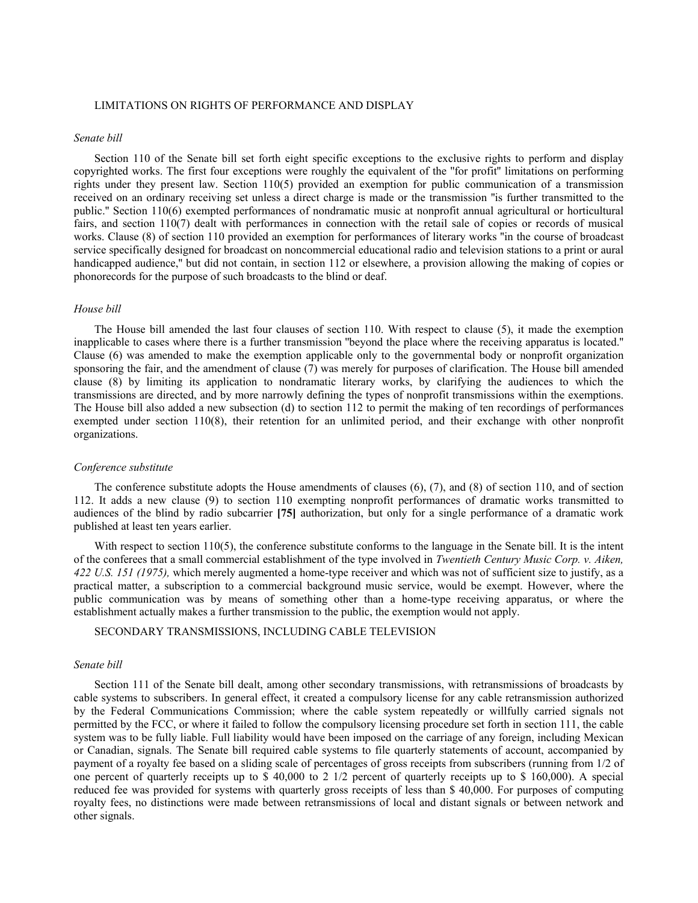## LIMITATIONS ON RIGHTS OF PERFORMANCE AND DISPLAY

*Senate bill*

Section 110 of the Senate bill set forth eight specific exceptions to the exclusive rights to perform and display copyrighted works. The first four exceptions were roughly the equivalent of the "for profit" limitations on performing rights under they present law. Section 110(5) provided an exemption for public communication of a transmission received on an ordinary receiving set unless a direct charge is made or the transmission "is further transmitted to the public." Section 110(6) exempted performances of nondramatic music at nonprofit annual agricultural or horticultural fairs, and section 110(7) dealt with performances in connection with the retail sale of copies or records of musical works. Clause (8) of section 110 provided an exemption for performances of literary works "in the course of broadcast service specifically designed for broadcast on noncommercial educational radio and television stations to a print or aural handicapped audience," but did not contain, in section 112 or elsewhere, a provision allowing the making of copies or phonorecords for the purpose of such broadcasts to the blind or deaf.

*House bill*

The House bill amended the last four clauses of section 110. With respect to clause (5), it made the exemption inapplicable to cases where there is a further transmission "beyond the place where the receiving apparatus is located." Clause (6) was amended to make the exemption applicable only to the governmental body or nonprofit organization sponsoring the fair, and the amendment of clause (7) was merely for purposes of clarification. The House bill amended clause (8) by limiting its application to nondramatic literary works, by clarifying the audiences to which the transmissions are directed, and by more narrowly defining the types of nonprofit transmissions within the exemptions. The House bill also added a new subsection (d) to section 112 to permit the making of ten recordings of performances exempted under section 110(8), their retention for an unlimited period, and their exchange with other nonprofit organizations.

*Conference substitute*

The conference substitute adopts the House amendments of clauses (6), (7), and (8) of section 110, and of section 112. It adds a new clause (9) to section 110 exempting nonprofit performances of dramatic works transmitted to audiences of the blind by radio subcarrier **[75]** authorization, but only for a single performance of a dramatic work published at least ten years earlier.

With respect to section 110(5), the conference substitute conforms to the language in the Senate bill. It is the intent of the conferees that a small commercial establishment of the type involved in *Twentieth Century Music Corp. v. Aiken, 422 U.S. 151 (1975),* which merely augmented a home-type receiver and which was not of sufficient size to justify, as a practical matter, a subscription to a commercial background music service, would be exempt. However, where the public communication was by means of something other than a home-type receiving apparatus, or where the establishment actually makes a further transmission to the public, the exemption would not apply.

## SECONDARY TRANSMISSIONS, INCLUDING CABLE TELEVISION

*Senate bill*

Section 111 of the Senate bill dealt, among other secondary transmissions, with retransmissions of broadcasts by cable systems to subscribers. In general effect, it created a compulsory license for any cable retransmission authorized by the Federal Communications Commission; where the cable system repeatedly or willfully carried signals not permitted by the FCC, or where it failed to follow the compulsory licensing procedure set forth in section 111, the cable system was to be fully liable. Full liability would have been imposed on the carriage of any foreign, including Mexican or Canadian, signals. The Senate bill required cable systems to file quarterly statements of account, accompanied by payment of a royalty fee based on a sliding scale of percentages of gross receipts from subscribers (running from 1/2 of one percent of quarterly receipts up to $ 40,000 to 2 1/2 percent of quarterly receipts up to $ 160,000). A special reduced fee was provided for systems with quarterly gross receipts of less than $ 40,000. For purposes of computing royalty fees, no distinctions were made between retransmissions of local and distant signals or between network and other signals.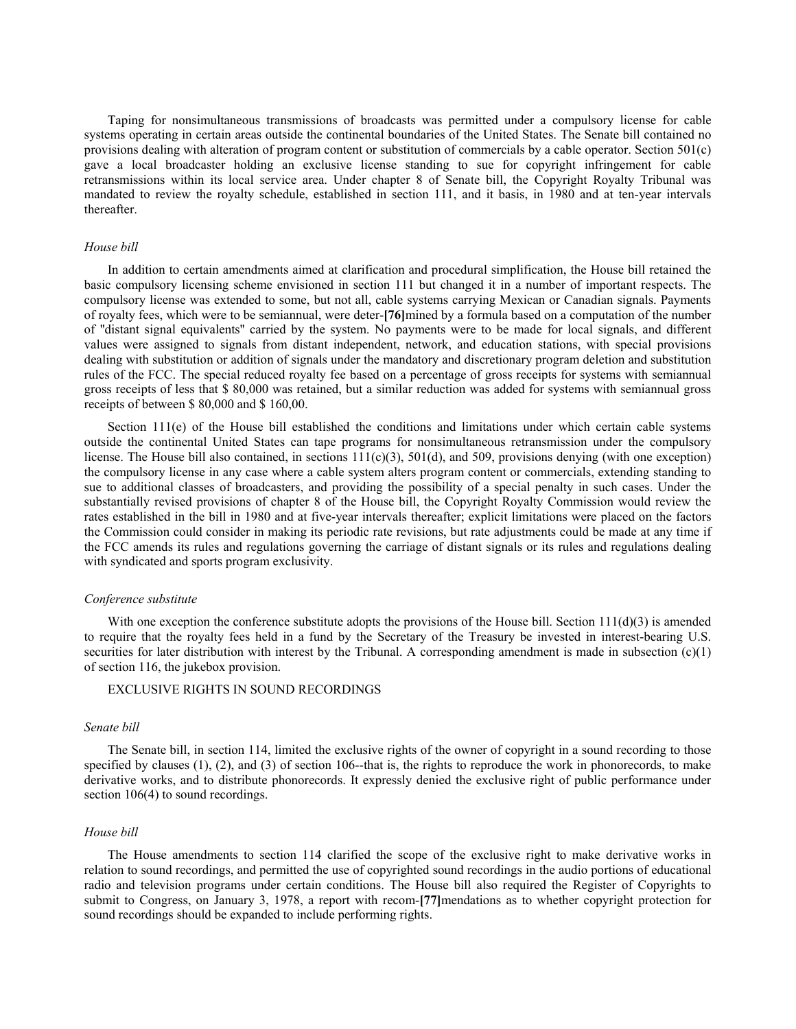Taping for nonsimultaneous transmissions of broadcasts was permitted under a compulsory license for cable systems operating in certain areas outside the continental boundaries of the United States. The Senate bill contained no provisions dealing with alteration of program content or substitution of commercials by a cable operator. Section 501(c) gave a local broadcaster holding an exclusive license standing to sue for copyright infringement for cable retransmissions within its local service area. Under chapter 8 of Senate bill, the Copyright Royalty Tribunal was mandated to review the royalty schedule, established in section 111, and it basis, in 1980 and at ten-year intervals thereafter.

*House bill*

In addition to certain amendments aimed at clarification and procedural simplification, the House bill retained the basic compulsory licensing scheme envisioned in section 111 but changed it in a number of important respects. The compulsory license was extended to some, but not all, cable systems carrying Mexican or Canadian signals. Payments of royalty fees, which were to be semiannual, were deter-**[76]**mined by a formula based on a computation of the number of "distant signal equivalents" carried by the system. No payments were to be made for local signals, and different values were assigned to signals from distant independent, network, and education stations, with special provisions dealing with substitution or addition of signals under the mandatory and discretionary program deletion and substitution rules of the FCC. The special reduced royalty fee based on a percentage of gross receipts for systems with semiannual gross receipts of less that $ 80,000 was retained, but a similar reduction was added for systems with semiannual gross receipts of between $ 80,000 and $ 160,00.

Section 111(e) of the House bill established the conditions and limitations under which certain cable systems outside the continental United States can tape programs for nonsimultaneous retransmission under the compulsory license. The House bill also contained, in sections 111(c)(3), 501(d), and 509, provisions denying (with one exception) the compulsory license in any case where a cable system alters program content or commercials, extending standing to sue to additional classes of broadcasters, and providing the possibility of a special penalty in such cases. Under the substantially revised provisions of chapter 8 of the House bill, the Copyright Royalty Commission would review the rates established in the bill in 1980 and at five-year intervals thereafter; explicit limitations were placed on the factors the Commission could consider in making its periodic rate revisions, but rate adjustments could be made at any time if the FCC amends its rules and regulations governing the carriage of distant signals or its rules and regulations dealing with syndicated and sports program exclusivity.

*Conference substitute*

With one exception the conference substitute adopts the provisions of the House bill. Section 111(d)(3) is amended to require that the royalty fees held in a fund by the Secretary of the Treasury be invested in interest-bearing U.S. securities for later distribution with interest by the Tribunal. A corresponding amendment is made in subsection (c)(1) of section 116, the jukebox provision.

EXCLUSIVE RIGHTS IN SOUND RECORDINGS

*Senate bill*

The Senate bill, in section 114, limited the exclusive rights of the owner of copyright in a sound recording to those specified by clauses (1), (2), and (3) of section 106--that is, the rights to reproduce the work in phonorecords, to make derivative works, and to distribute phonorecords. It expressly denied the exclusive right of public performance under section 106(4) to sound recordings.

*House bill*

The House amendments to section 114 clarified the scope of the exclusive right to make derivative works in relation to sound recordings, and permitted the use of copyrighted sound recordings in the audio portions of educational radio and television programs under certain conditions. The House bill also required the Register of Copyrights to submit to Congress, on January 3, 1978, a report with recom-**[77]**mendations as to whether copyright protection for sound recordings should be expanded to include performing rights.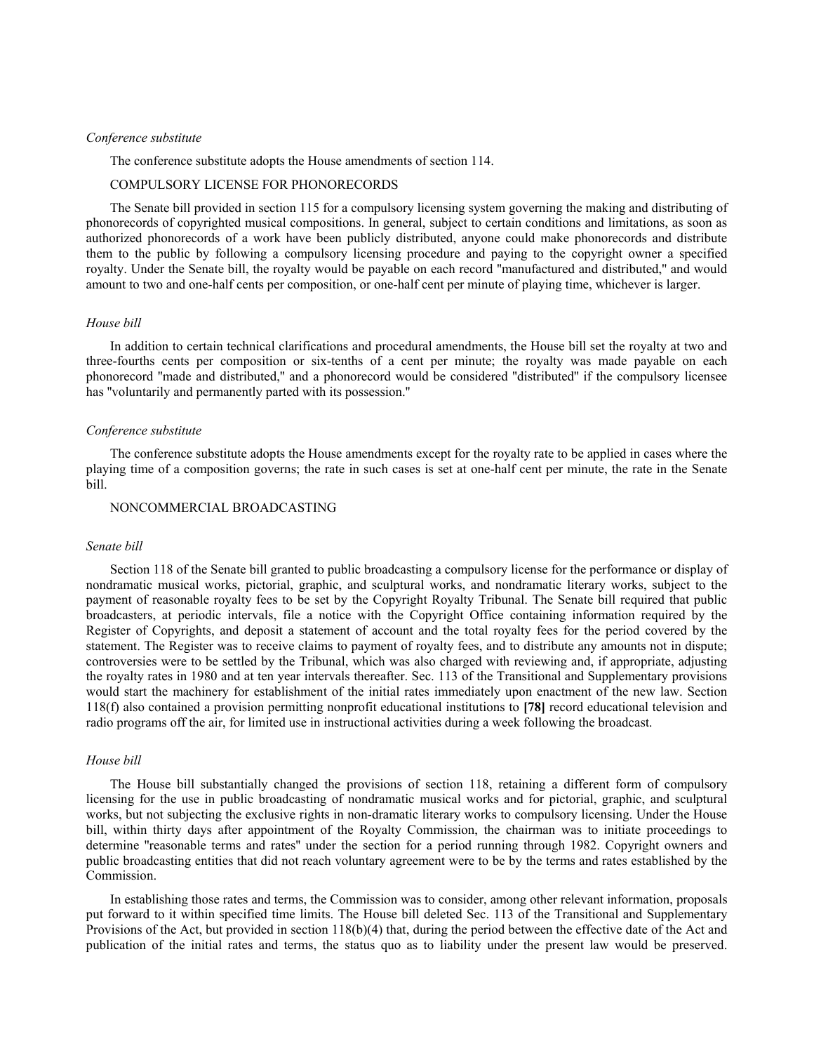*Conference substitute*

The conference substitute adopts the House amendments of section 114.

COMPULSORY LICENSE FOR PHONORECORDS

The Senate bill provided in section 115 for a compulsory licensing system governing the making and distributing of phonorecords of copyrighted musical compositions. In general, subject to certain conditions and limitations, as soon as authorized phonorecords of a work have been publicly distributed, anyone could make phonorecords and distribute them to the public by following a compulsory licensing procedure and paying to the copyright owner a specified royalty. Under the Senate bill, the royalty would be payable on each record "manufactured and distributed," and would amount to two and one-half cents per composition, or one-half cent per minute of playing time, whichever is larger.

*House bill*

In addition to certain technical clarifications and procedural amendments, the House bill set the royalty at two and three-fourths cents per composition or six-tenths of a cent per minute; the royalty was made payable on each phonorecord "made and distributed," and a phonorecord would be considered "distributed" if the compulsory licensee has "voluntarily and permanently parted with its possession."

*Conference substitute*

The conference substitute adopts the House amendments except for the royalty rate to be applied in cases where the playing time of a composition governs; the rate in such cases is set at one-half cent per minute, the rate in the Senate bill.

NONCOMMERCIAL BROADCASTING

*Senate bill*

Section 118 of the Senate bill granted to public broadcasting a compulsory license for the performance or display of nondramatic musical works, pictorial, graphic, and sculptural works, and nondramatic literary works, subject to the payment of reasonable royalty fees to be set by the Copyright Royalty Tribunal. The Senate bill required that public broadcasters, at periodic intervals, file a notice with the Copyright Office containing information required by the Register of Copyrights, and deposit a statement of account and the total royalty fees for the period covered by the statement. The Register was to receive claims to payment of royalty fees, and to distribute any amounts not in dispute; controversies were to be settled by the Tribunal, which was also charged with reviewing and, if appropriate, adjusting the royalty rates in 1980 and at ten year intervals thereafter. Sec. 113 of the Transitional and Supplementary provisions would start the machinery for establishment of the initial rates immediately upon enactment of the new law. Section 118(f) also contained a provision permitting nonprofit educational institutions to **[78]** record educational television and radio programs off the air, for limited use in instructional activities during a week following the broadcast.

*House bill*

The House bill substantially changed the provisions of section 118, retaining a different form of compulsory licensing for the use in public broadcasting of nondramatic musical works and for pictorial, graphic, and sculptural works, but not subjecting the exclusive rights in non-dramatic literary works to compulsory licensing. Under the House bill, within thirty days after appointment of the Royalty Commission, the chairman was to initiate proceedings to determine "reasonable terms and rates" under the section for a period running through 1982. Copyright owners and public broadcasting entities that did not reach voluntary agreement were to be by the terms and rates established by the Commission.

In establishing those rates and terms, the Commission was to consider, among other relevant information, proposals put forward to it within specified time limits. The House bill deleted Sec. 113 of the Transitional and Supplementary Provisions of the Act, but provided in section 118(b)(4) that, during the period between the effective date of the Act and publication of the initial rates and terms, the status quo as to liability under the present law would be preserved.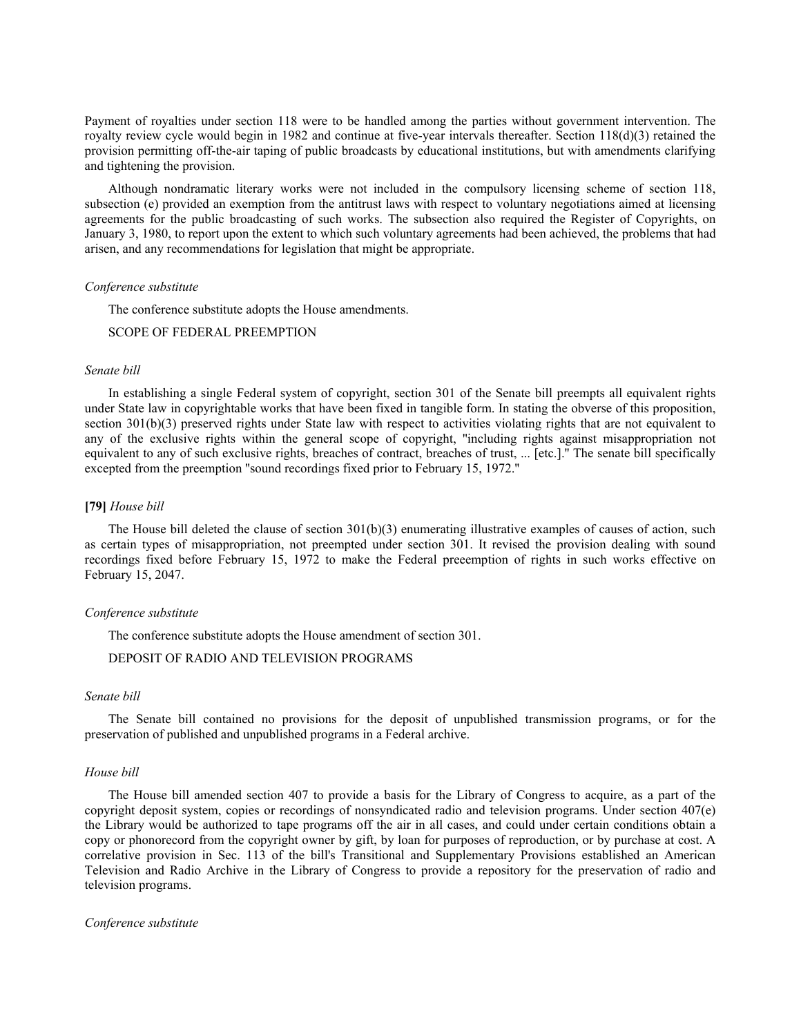Payment of royalties under section 118 were to be handled among the parties without government intervention. The royalty review cycle would begin in 1982 and continue at five-year intervals thereafter. Section 118(d)(3) retained the provision permitting off-the-air taping of public broadcasts by educational institutions, but with amendments clarifying and tightening the provision.

Although nondramatic literary works were not included in the compulsory licensing scheme of section 118, subsection (e) provided an exemption from the antitrust laws with respect to voluntary negotiations aimed at licensing agreements for the public broadcasting of such works. The subsection also required the Register of Copyrights, on January 3, 1980, to report upon the extent to which such voluntary agreements had been achieved, the problems that had arisen, and any recommendations for legislation that might be appropriate.

*Conference substitute*

The conference substitute adopts the House amendments.

SCOPE OF FEDERAL PREEMPTION

*Senate bill*

In establishing a single Federal system of copyright, section 301 of the Senate bill preempts all equivalent rights under State law in copyrightable works that have been fixed in tangible form. In stating the obverse of this proposition, section 301(b)(3) preserved rights under State law with respect to activities violating rights that are not equivalent to any of the exclusive rights within the general scope of copyright, "including rights against misappropriation not equivalent to any of such exclusive rights, breaches of contract, breaches of trust, ... [etc.]." The senate bill specifically excepted from the preemption "sound recordings fixed prior to February 15, 1972."

**[79]** *House bill*

The House bill deleted the clause of section 301(b)(3) enumerating illustrative examples of causes of action, such as certain types of misappropriation, not preempted under section 301. It revised the provision dealing with sound recordings fixed before February 15, 1972 to make the Federal preeemption of rights in such works effective on February 15, 2047.

*Conference substitute*

The conference substitute adopts the House amendment of section 301.

DEPOSIT OF RADIO AND TELEVISION PROGRAMS

*Senate bill*

The Senate bill contained no provisions for the deposit of unpublished transmission programs, or for the preservation of published and unpublished programs in a Federal archive.

*House bill*

The House bill amended section 407 to provide a basis for the Library of Congress to acquire, as a part of the copyright deposit system, copies or recordings of nonsyndicated radio and television programs. Under section 407(e) the Library would be authorized to tape programs off the air in all cases, and could under certain conditions obtain a copy or phonorecord from the copyright owner by gift, by loan for purposes of reproduction, or by purchase at cost. A correlative provision in Sec. 113 of the bill's Transitional and Supplementary Provisions established an American Television and Radio Archive in the Library of Congress to provide a repository for the preservation of radio and television programs.

*Conference substitute*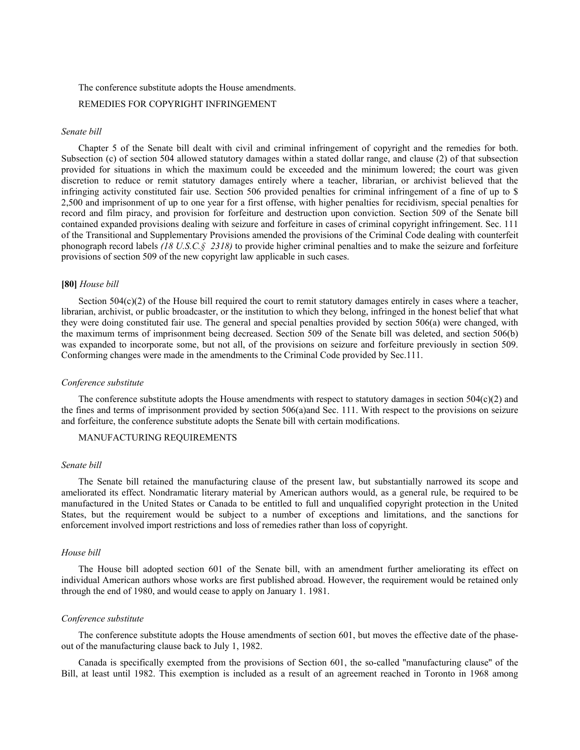The conference substitute adopts the House amendments.

REMEDIES FOR COPYRIGHT INFRINGEMENT

*Senate bill*

Chapter 5 of the Senate bill dealt with civil and criminal infringement of copyright and the remedies for both. Subsection (c) of section 504 allowed statutory damages within a stated dollar range, and clause (2) of that subsection provided for situations in which the maximum could be exceeded and the minimum lowered; the court was given discretion to reduce or remit statutory damages entirely where a teacher, librarian, or archivist believed that the infringing activity constituted fair use. Section 506 provided penalties for criminal infringement of a fine of up to $ 2,500 and imprisonment of up to one year for a first offense, with higher penalties for recidivism, special penalties for record and film piracy, and provision for forfeiture and destruction upon conviction. Section 509 of the Senate bill contained expanded provisions dealing with seizure and forfeiture in cases of criminal copyright infringement. Sec. 111 of the Transitional and Supplementary Provisions amended the provisions of the Criminal Code dealing with counterfeit phonograph record labels *(18 U.S.C.§ 2318)* to provide higher criminal penalties and to make the seizure and forfeiture provisions of section 509 of the new copyright law applicable in such cases.

**[80]** *House bill*

Section 504(c)(2) of the House bill required the court to remit statutory damages entirely in cases where a teacher, librarian, archivist, or public broadcaster, or the institution to which they belong, infringed in the honest belief that what they were doing constituted fair use. The general and special penalties provided by section 506(a) were changed, with the maximum terms of imprisonment being decreased. Section 509 of the Senate bill was deleted, and section 506(b) was expanded to incorporate some, but not all, of the provisions on seizure and forfeiture previously in section 509. Conforming changes were made in the amendments to the Criminal Code provided by Sec.111.

*Conference substitute*

The conference substitute adopts the House amendments with respect to statutory damages in section 504(c)(2) and the fines and terms of imprisonment provided by section 506(a)and Sec. 111. With respect to the provisions on seizure and forfeiture, the conference substitute adopts the Senate bill with certain modifications.

MANUFACTURING REQUIREMENTS

*Senate bill*

The Senate bill retained the manufacturing clause of the present law, but substantially narrowed its scope and ameliorated its effect. Nondramatic literary material by American authors would, as a general rule, be required to be manufactured in the United States or Canada to be entitled to full and unqualified copyright protection in the United States, but the requirement would be subject to a number of exceptions and limitations, and the sanctions for enforcement involved import restrictions and loss of remedies rather than loss of copyright.

*House bill*

The House bill adopted section 601 of the Senate bill, with an amendment further ameliorating its effect on individual American authors whose works are first published abroad. However, the requirement would be retained only through the end of 1980, and would cease to apply on January 1. 1981.

*Conference substitute*

The conference substitute adopts the House amendments of section 601, but moves the effective date of the phase-out of the manufacturing clause back to July 1, 1982.

Canada is specifically exempted from the provisions of Section 601, the so-called "manufacturing clause" of the Bill, at least until 1982. This exemption is included as a result of an agreement reached in Toronto in 1968 among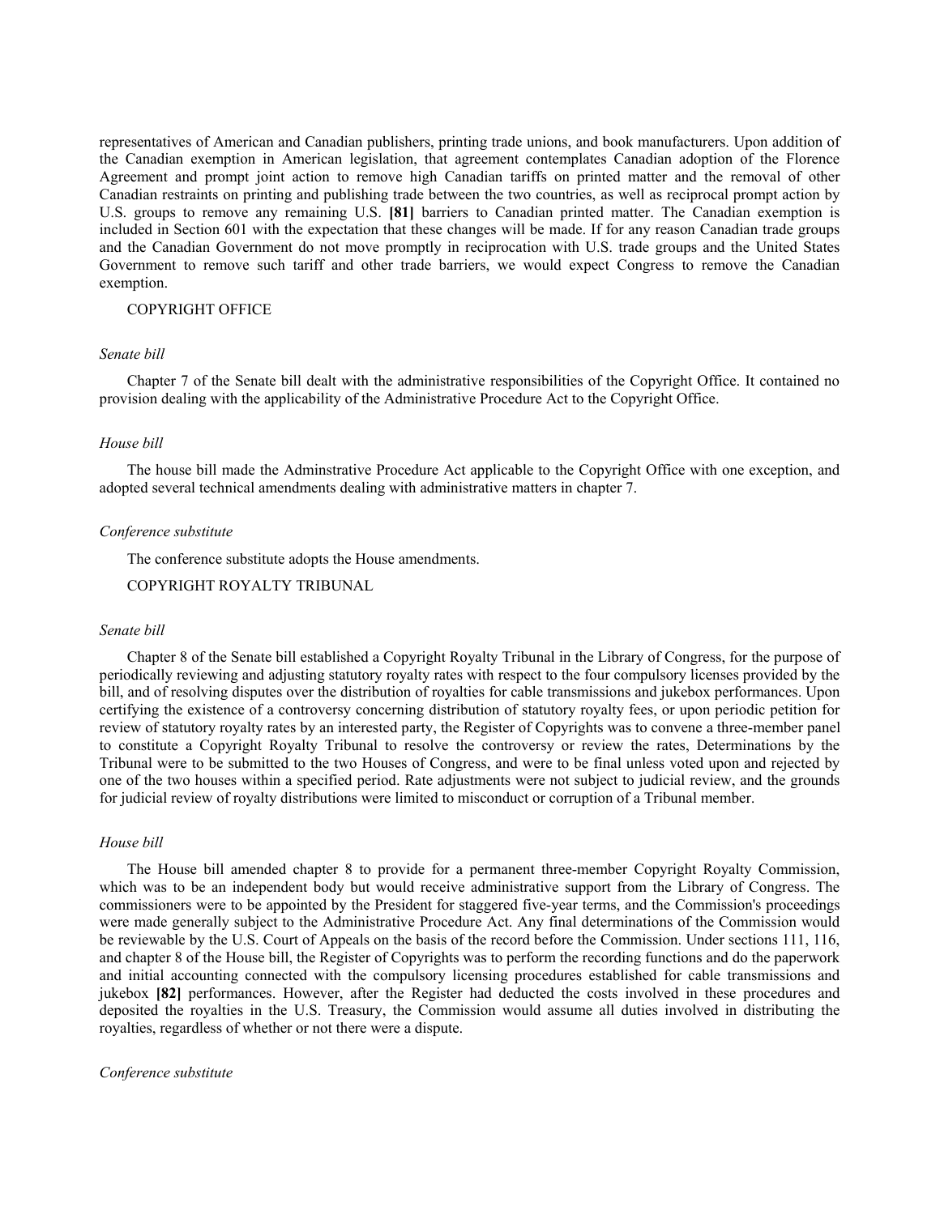representatives of American and Canadian publishers, printing trade unions, and book manufacturers. Upon addition of the Canadian exemption in American legislation, that agreement contemplates Canadian adoption of the Florence Agreement and prompt joint action to remove high Canadian tariffs on printed matter and the removal of other Canadian restraints on printing and publishing trade between the two countries, as well as reciprocal prompt action by U.S. groups to remove any remaining U.S. **[81]** barriers to Canadian printed matter. The Canadian exemption is included in Section 601 with the expectation that these changes will be made. If for any reason Canadian trade groups and the Canadian Government do not move promptly in reciprocation with U.S. trade groups and the United States Government to remove such tariff and other trade barriers, we would expect Congress to remove the Canadian exemption.

COPYRIGHT OFFICE

*Senate bill*

Chapter 7 of the Senate bill dealt with the administrative responsibilities of the Copyright Office. It contained no provision dealing with the applicability of the Administrative Procedure Act to the Copyright Office.

*House bill*

The house bill made the Adminstrative Procedure Act applicable to the Copyright Office with one exception, and adopted several technical amendments dealing with administrative matters in chapter 7.

*Conference substitute*

The conference substitute adopts the House amendments.

COPYRIGHT ROYALTY TRIBUNAL

*Senate bill*

Chapter 8 of the Senate bill established a Copyright Royalty Tribunal in the Library of Congress, for the purpose of periodically reviewing and adjusting statutory royalty rates with respect to the four compulsory licenses provided by the bill, and of resolving disputes over the distribution of royalties for cable transmissions and jukebox performances. Upon certifying the existence of a controversy concerning distribution of statutory royalty fees, or upon periodic petition for review of statutory royalty rates by an interested party, the Register of Copyrights was to convene a three-member panel to constitute a Copyright Royalty Tribunal to resolve the controversy or review the rates, Determinations by the Tribunal were to be submitted to the two Houses of Congress, and were to be final unless voted upon and rejected by one of the two houses within a specified period. Rate adjustments were not subject to judicial review, and the grounds for judicial review of royalty distributions were limited to misconduct or corruption of a Tribunal member.

*House bill*

The House bill amended chapter 8 to provide for a permanent three-member Copyright Royalty Commission, which was to be an independent body but would receive administrative support from the Library of Congress. The commissioners were to be appointed by the President for staggered five-year terms, and the Commission's proceedings were made generally subject to the Administrative Procedure Act. Any final determinations of the Commission would be reviewable by the U.S. Court of Appeals on the basis of the record before the Commission. Under sections 111, 116, and chapter 8 of the House bill, the Register of Copyrights was to perform the recording functions and do the paperwork and initial accounting connected with the compulsory licensing procedures established for cable transmissions and jukebox **[82]** performances. However, after the Register had deducted the costs involved in these procedures and deposited the royalties in the U.S. Treasury, the Commission would assume all duties involved in distributing the royalties, regardless of whether or not there were a dispute.

*Conference substitute*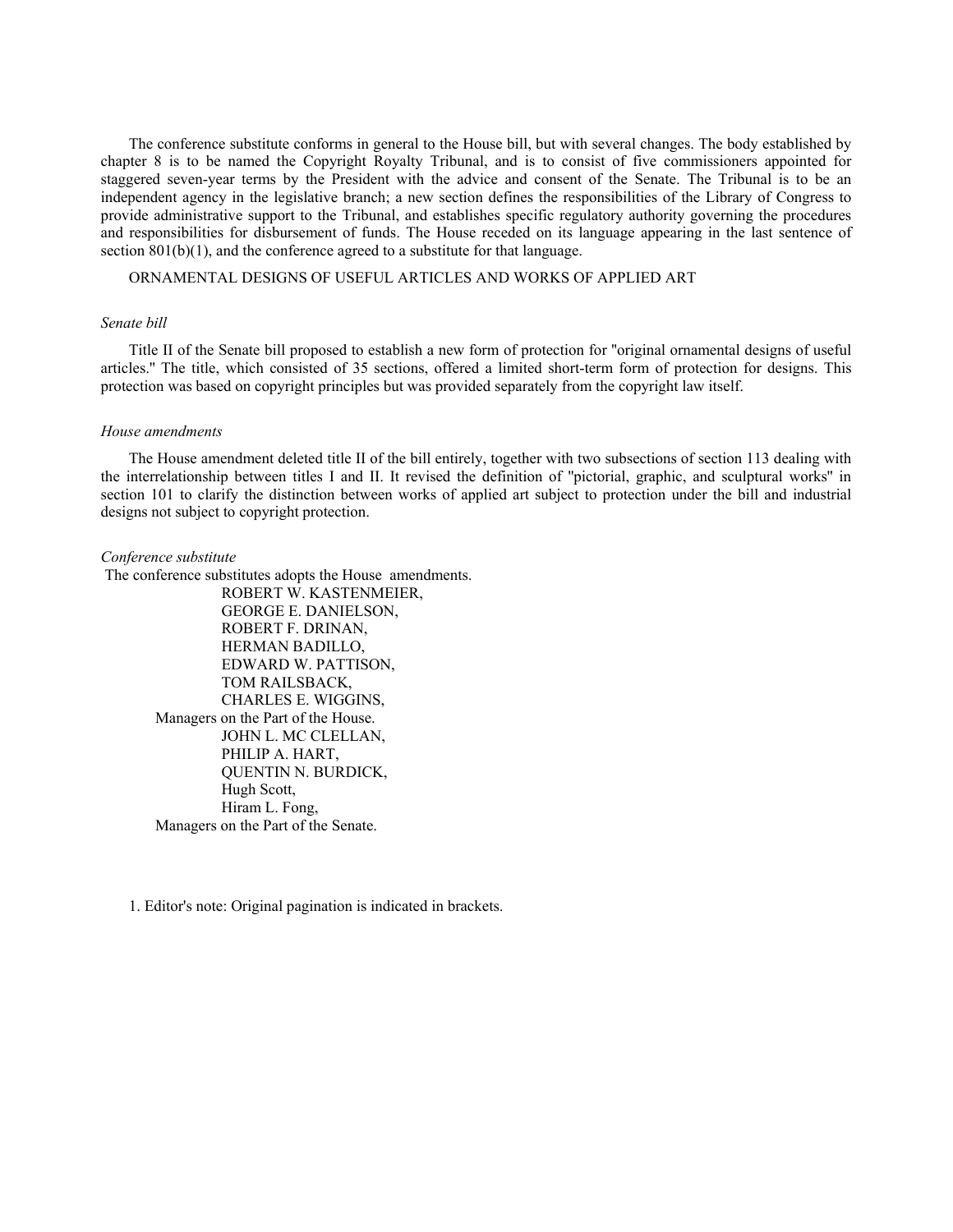The conference substitute conforms in general to the House bill, but with several changes. The body established by chapter 8 is to be named the Copyright Royalty Tribunal, and is to consist of five commissioners appointed for staggered seven-year terms by the President with the advice and consent of the Senate. The Tribunal is to be an independent agency in the legislative branch; a new section defines the responsibilities of the Library of Congress to provide administrative support to the Tribunal, and establishes specific regulatory authority governing the procedures and responsibilities for disbursement of funds. The House receded on its language appearing in the last sentence of section 801(b)(1), and the conference agreed to a substitute for that language.

ORNAMENTAL DESIGNS OF USEFUL ARTICLES AND WORKS OF APPLIED ART

*Senate bill*

Title II of the Senate bill proposed to establish a new form of protection for "original ornamental designs of useful articles." The title, which consisted of 35 sections, offered a limited short-term form of protection for designs. This protection was based on copyright principles but was provided separately from the copyright law itself.

*House amendments*

The House amendment deleted title II of the bill entirely, together with two subsections of section 113 dealing with the interrelationship between titles I and II. It revised the definition of "pictorial, graphic, and sculptural works" in section 101 to clarify the distinction between works of applied art subject to protection under the bill and industrial designs not subject to copyright protection.

*Conference substitute*

The conference substitutes adopts the House amendments.

ROBERT W. KASTENMEIER,
GEORGE E. DANIELSON,
ROBERT F. DRINAN,
HERMAN BADILLO,
EDWARD W. PATTISON,
TOM RAILSBACK,
CHARLES E. WIGGINS,
Managers on the Part of the House.
JOHN L. MC CLELLAN,
PHILIP A. HART,
QUENTIN N. BURDICK,
Hugh Scott,
Hiram L. Fong,
Managers on the Part of the Senate.

1. Editor's note: Original pagination is indicated in brackets.